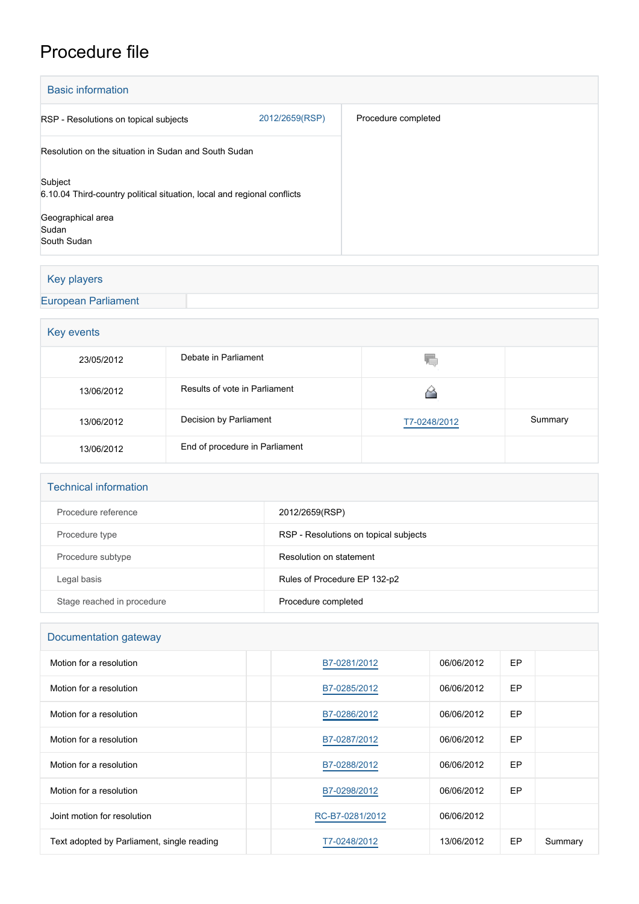# Procedure file

## Basic information

| | |
|---|---|
| RSP - Resolutions on topical subjects 2012/2659(RSP) | Procedure completed |
| Resolution on the situation in Sudan and South Sudan | |
| Subject<br>6.10.04 Third-country political situation, local and regional conflicts<br><br>Geographical area<br>Sudan<br>South Sudan | |

## Key players

| | |
|---|---|
| European Parliament | |

## Key events

| | | | |
|---|---|---|---|
| 23/05/2012 | Debate in Parliament | | |
| 13/06/2012 | Results of vote in Parliament | | |
| 13/06/2012 | Decision by Parliament | T7-0248/2012 | Summary |
| 13/06/2012 | End of procedure in Parliament | | |

## Technical information

| | |
|---|---|
| Procedure reference | 2012/2659(RSP) |
| Procedure type | RSP - Resolutions on topical subjects |
| Procedure subtype | Resolution on statement |
| Legal basis | Rules of Procedure EP 132-p2 |
| Stage reached in procedure | Procedure completed |

## Documentation gateway

| | | | | | |
|---|---|---|---|---|---|
| Motion for a resolution | | B7-0281/2012 | 06/06/2012 | EP | |
| Motion for a resolution | | B7-0285/2012 | 06/06/2012 | EP | |
| Motion for a resolution | | B7-0286/2012 | 06/06/2012 | EP | |
| Motion for a resolution | | B7-0287/2012 | 06/06/2012 | EP | |
| Motion for a resolution | | B7-0288/2012 | 06/06/2012 | EP | |
| Motion for a resolution | | B7-0298/2012 | 06/06/2012 | EP | |
| Joint motion for resolution | | RC-B7-0281/2012 | 06/06/2012 | | |
| Text adopted by Parliament, single reading | | T7-0248/2012 | 13/06/2012 | EP | Summary |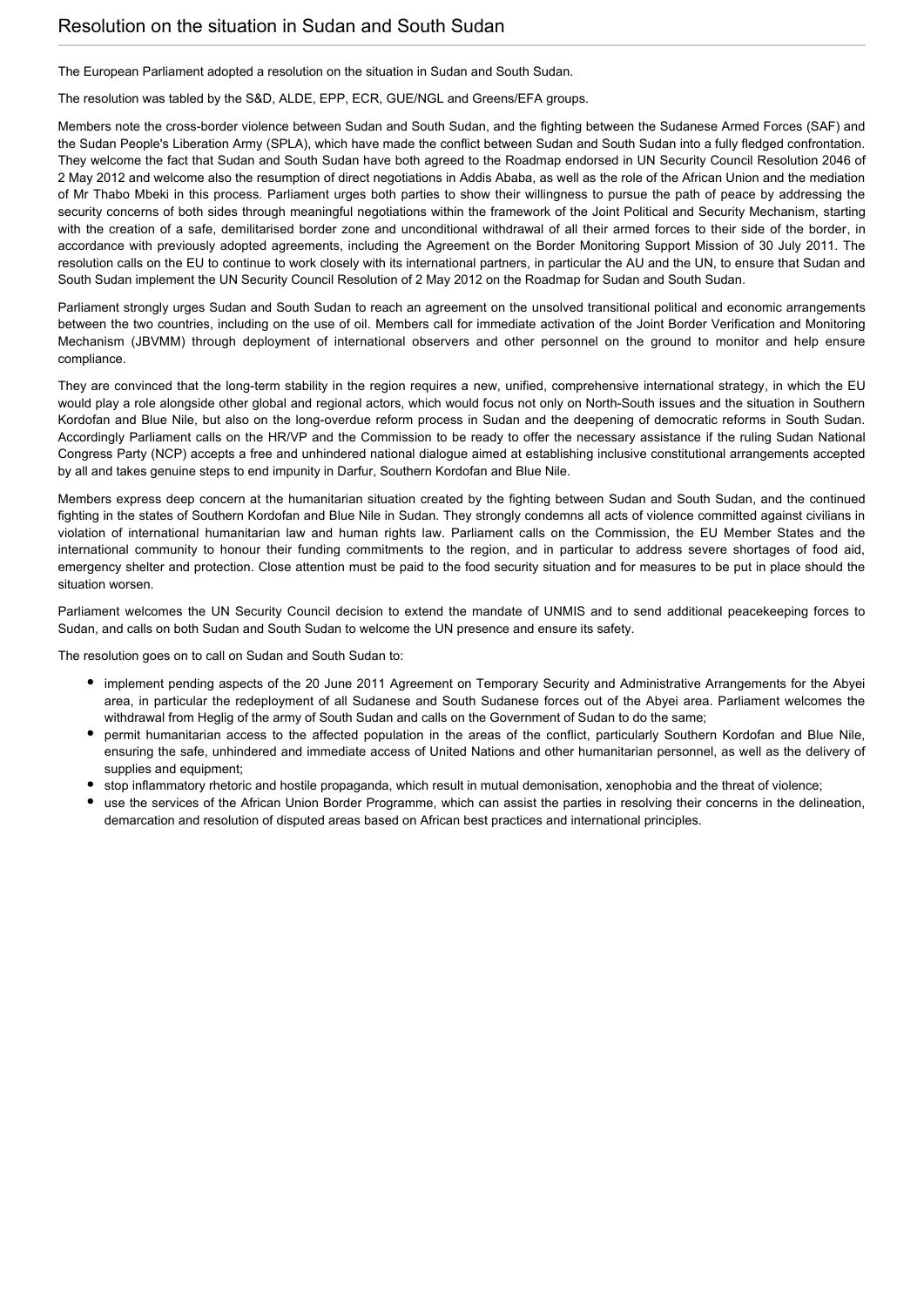# Resolution on the situation in Sudan and South Sudan

The European Parliament adopted a resolution on the situation in Sudan and South Sudan.

The resolution was tabled by the S&D, ALDE, EPP, ECR, GUE/NGL and Greens/EFA groups.

Members note the cross-border violence between Sudan and South Sudan, and the fighting between the Sudanese Armed Forces (SAF) and the Sudan People's Liberation Army (SPLA), which have made the conflict between Sudan and South Sudan into a fully fledged confrontation. They welcome the fact that Sudan and South Sudan have both agreed to the Roadmap endorsed in UN Security Council Resolution 2046 of 2 May 2012 and welcome also the resumption of direct negotiations in Addis Ababa, as well as the role of the African Union and the mediation of Mr Thabo Mbeki in this process. Parliament urges both parties to show their willingness to pursue the path of peace by addressing the security concerns of both sides through meaningful negotiations within the framework of the Joint Political and Security Mechanism, starting with the creation of a safe, demilitarised border zone and unconditional withdrawal of all their armed forces to their side of the border, in accordance with previously adopted agreements, including the Agreement on the Border Monitoring Support Mission of 30 July 2011. The resolution calls on the EU to continue to work closely with its international partners, in particular the AU and the UN, to ensure that Sudan and South Sudan implement the UN Security Council Resolution of 2 May 2012 on the Roadmap for Sudan and South Sudan.

Parliament strongly urges Sudan and South Sudan to reach an agreement on the unsolved transitional political and economic arrangements between the two countries, including on the use of oil. Members call for immediate activation of the Joint Border Verification and Monitoring Mechanism (JBVMM) through deployment of international observers and other personnel on the ground to monitor and help ensure compliance.

They are convinced that the long-term stability in the region requires a new, unified, comprehensive international strategy, in which the EU would play a role alongside other global and regional actors, which would focus not only on North-South issues and the situation in Southern Kordofan and Blue Nile, but also on the long-overdue reform process in Sudan and the deepening of democratic reforms in South Sudan. Accordingly Parliament calls on the HR/VP and the Commission to be ready to offer the necessary assistance if the ruling Sudan National Congress Party (NCP) accepts a free and unhindered national dialogue aimed at establishing inclusive constitutional arrangements accepted by all and takes genuine steps to end impunity in Darfur, Southern Kordofan and Blue Nile.

Members express deep concern at the humanitarian situation created by the fighting between Sudan and South Sudan, and the continued fighting in the states of Southern Kordofan and Blue Nile in Sudan. They strongly condemns all acts of violence committed against civilians in violation of international humanitarian law and human rights law. Parliament calls on the Commission, the EU Member States and the international community to honour their funding commitments to the region, and in particular to address severe shortages of food aid, emergency shelter and protection. Close attention must be paid to the food security situation and for measures to be put in place should the situation worsen.

Parliament welcomes the UN Security Council decision to extend the mandate of UNMIS and to send additional peacekeeping forces to Sudan, and calls on both Sudan and South Sudan to welcome the UN presence and ensure its safety.

The resolution goes on to call on Sudan and South Sudan to:

- implement pending aspects of the 20 June 2011 Agreement on Temporary Security and Administrative Arrangements for the Abyei area, in particular the redeployment of all Sudanese and South Sudanese forces out of the Abyei area. Parliament welcomes the withdrawal from Heglig of the army of South Sudan and calls on the Government of Sudan to do the same;
- permit humanitarian access to the affected population in the areas of the conflict, particularly Southern Kordofan and Blue Nile, ensuring the safe, unhindered and immediate access of United Nations and other humanitarian personnel, as well as the delivery of supplies and equipment;
- stop inflammatory rhetoric and hostile propaganda, which result in mutual demonisation, xenophobia and the threat of violence;
- use the services of the African Union Border Programme, which can assist the parties in resolving their concerns in the delineation, demarcation and resolution of disputed areas based on African best practices and international principles.